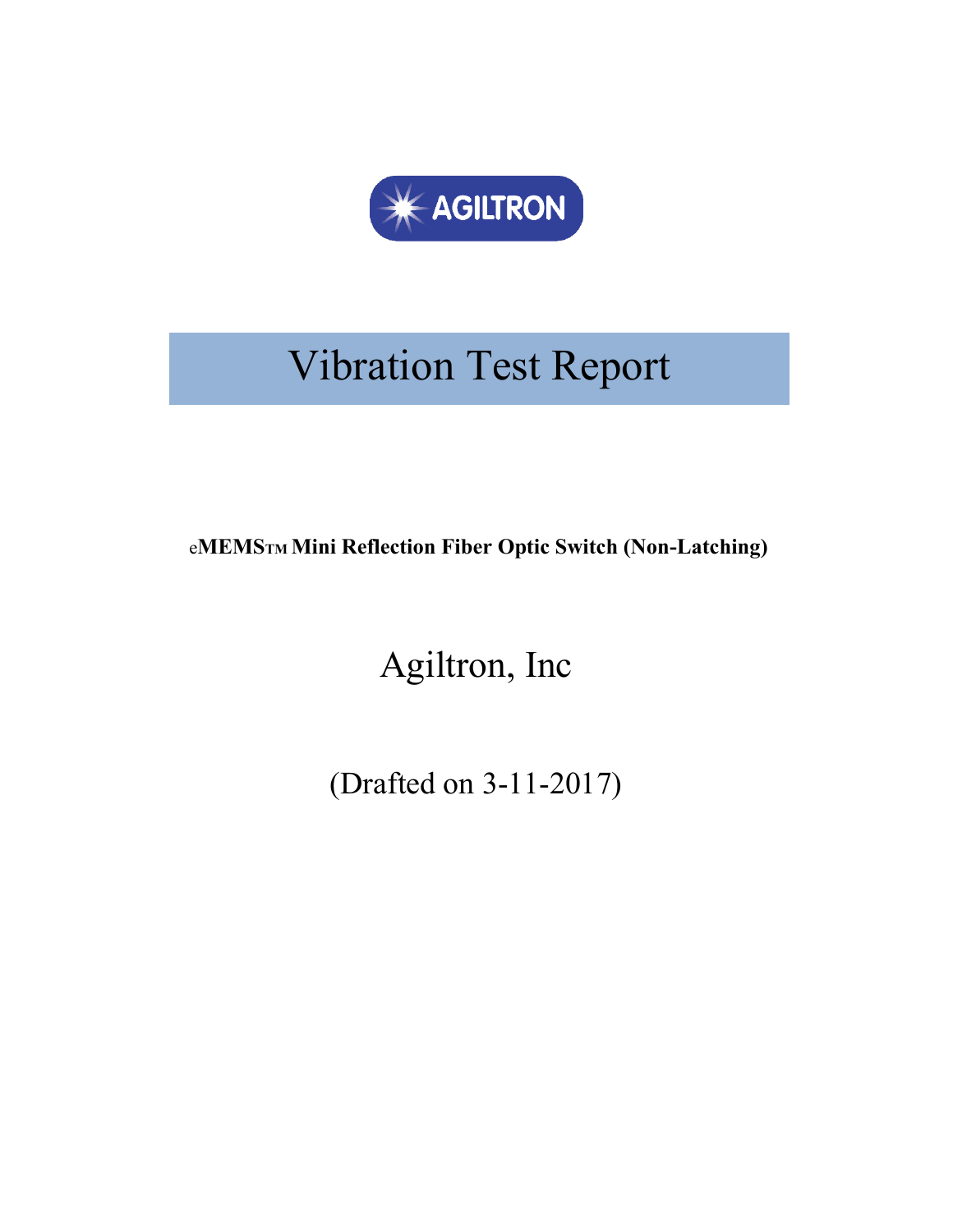AGILTRON

# Vibration Test Report

**eMEMSTM Mini Reflection Fiber Optic Switch (Non-Latching)**

Agiltron, Inc

(Drafted on 3-11-2017)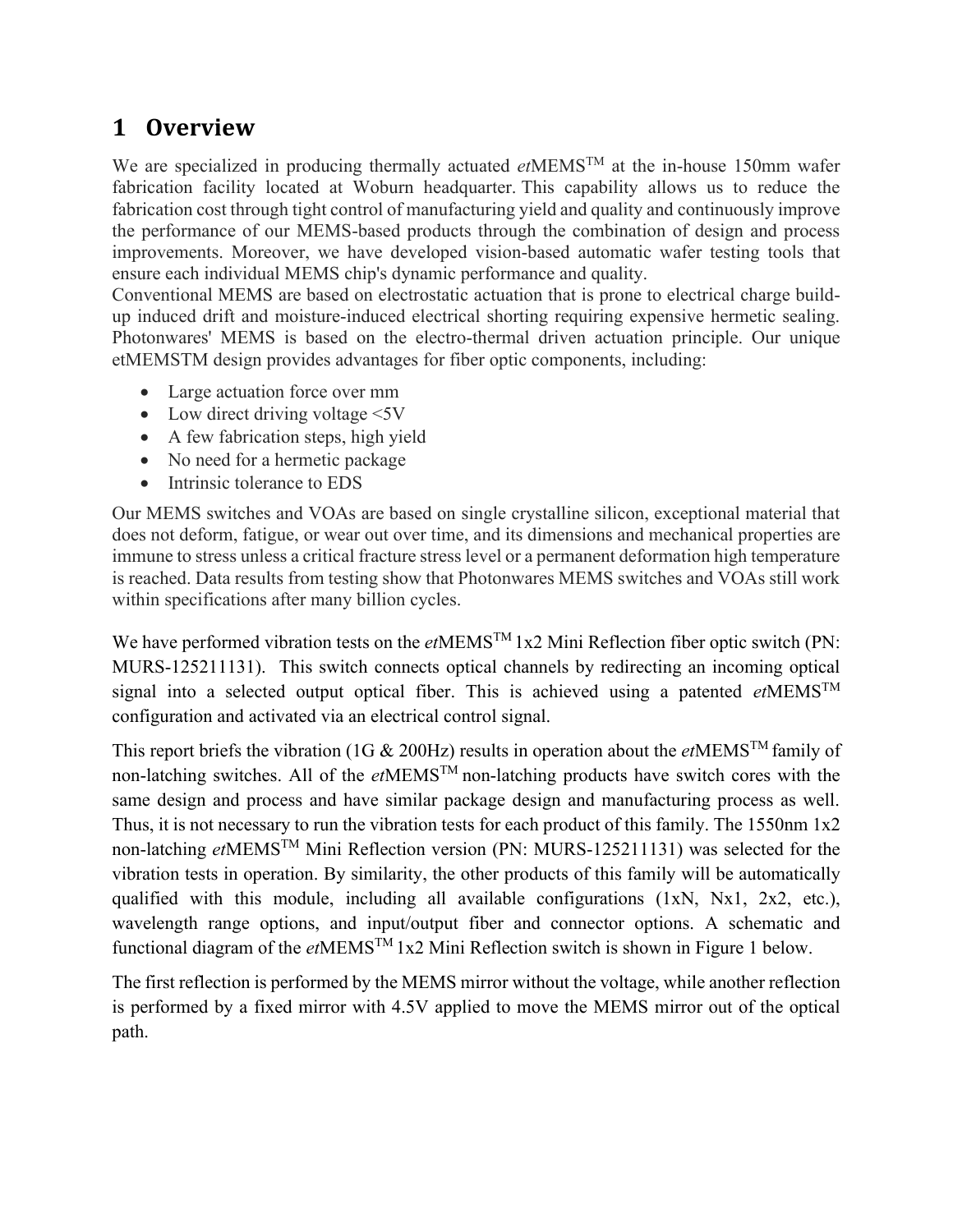# 1 Overview

We are specialized in producing thermally actuated *et*MEMS$^{TM}$ at the in-house 150mm wafer fabrication facility located at Woburn headquarter. This capability allows us to reduce the fabrication cost through tight control of manufacturing yield and quality and continuously improve the performance of our MEMS-based products through the combination of design and process improvements. Moreover, we have developed vision-based automatic wafer testing tools that ensure each individual MEMS chip's dynamic performance and quality.
Conventional MEMS are based on electrostatic actuation that is prone to electrical charge build-up induced drift and moisture-induced electrical shorting requiring expensive hermetic sealing. Photonwares' MEMS is based on the electro-thermal driven actuation principle. Our unique etMEMSTM design provides advantages for fiber optic components, including:

- Large actuation force over mm
- Low direct driving voltage <5V
- A few fabrication steps, high yield
- No need for a hermetic package
- Intrinsic tolerance to EDS

Our MEMS switches and VOAs are based on single crystalline silicon, exceptional material that does not deform, fatigue, or wear out over time, and its dimensions and mechanical properties are immune to stress unless a critical fracture stress level or a permanent deformation high temperature is reached. Data results from testing show that Photonwares MEMS switches and VOAs still work within specifications after many billion cycles.

We have performed vibration tests on the *et*MEMS$^{TM}$ 1x2 Mini Reflection fiber optic switch (PN: MURS-125211131). This switch connects optical channels by redirecting an incoming optical signal into a selected output optical fiber. This is achieved using a patented *et*MEMS$^{TM}$ configuration and activated via an electrical control signal.

This report briefs the vibration (1G & 200Hz) results in operation about the *et*MEMS$^{TM}$ family of non-latching switches. All of the *et*MEMS$^{TM}$ non-latching products have switch cores with the same design and process and have similar package design and manufacturing process as well. Thus, it is not necessary to run the vibration tests for each product of this family. The 1550nm 1x2 non-latching *et*MEMS$^{TM}$ Mini Reflection version (PN: MURS-125211131) was selected for the vibration tests in operation. By similarity, the other products of this family will be automatically qualified with this module, including all available configurations (1xN, Nx1, 2x2, etc.), wavelength range options, and input/output fiber and connector options. A schematic and functional diagram of the *et*MEMS$^{TM}$ 1x2 Mini Reflection switch is shown in Figure 1 below.

The first reflection is performed by the MEMS mirror without the voltage, while another reflection is performed by a fixed mirror with 4.5V applied to move the MEMS mirror out of the optical path.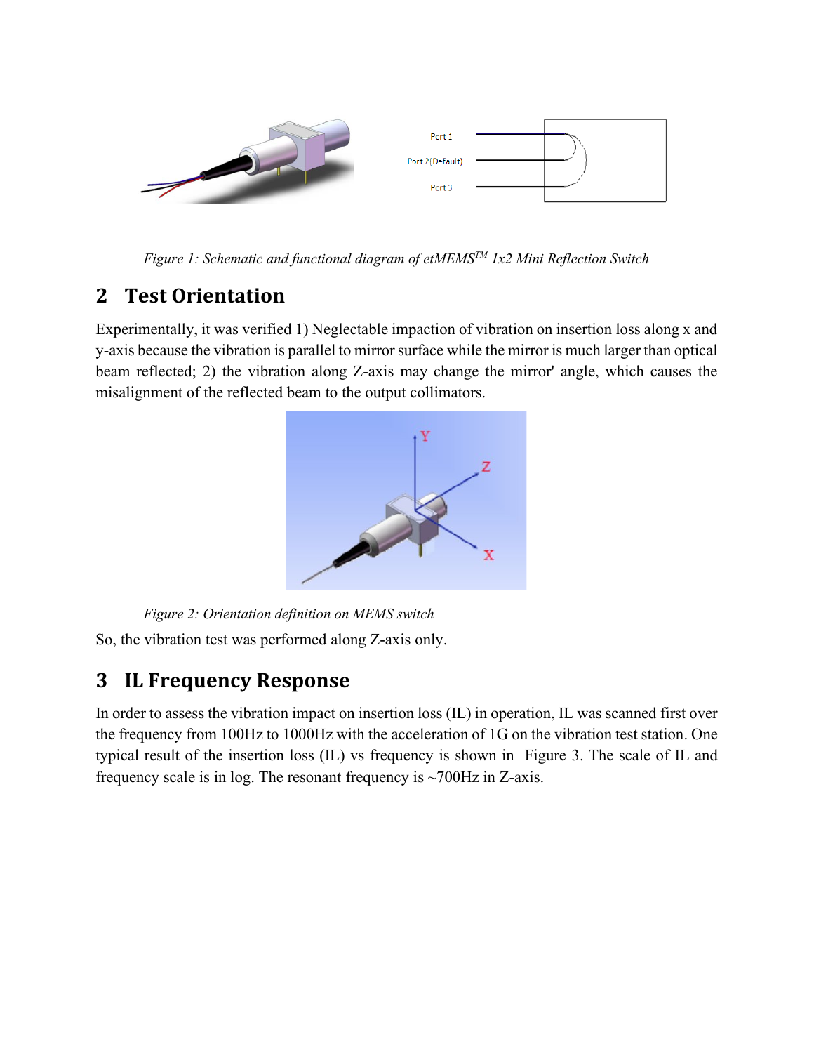*Figure 1: Schematic and functional diagram of etMEMS™ 1x2 Mini Reflection Switch*

## 2 Test Orientation

Experimentally, it was verified 1) Neglectable impaction of vibration on insertion loss along x and y-axis because the vibration is parallel to mirror surface while the mirror is much larger than optical beam reflected; 2) the vibration along Z-axis may change the mirror' angle, which causes the misalignment of the reflected beam to the output collimators.

*Figure 2: Orientation definition on MEMS switch*

So, the vibration test was performed along Z-axis only.

## 3 IL Frequency Response

In order to assess the vibration impact on insertion loss (IL) in operation, IL was scanned first over the frequency from 100Hz to 1000Hz with the acceleration of 1G on the vibration test station. One typical result of the insertion loss (IL) vs frequency is shown in Figure 3. The scale of IL and frequency scale is in log. The resonant frequency is ~700Hz in Z-axis.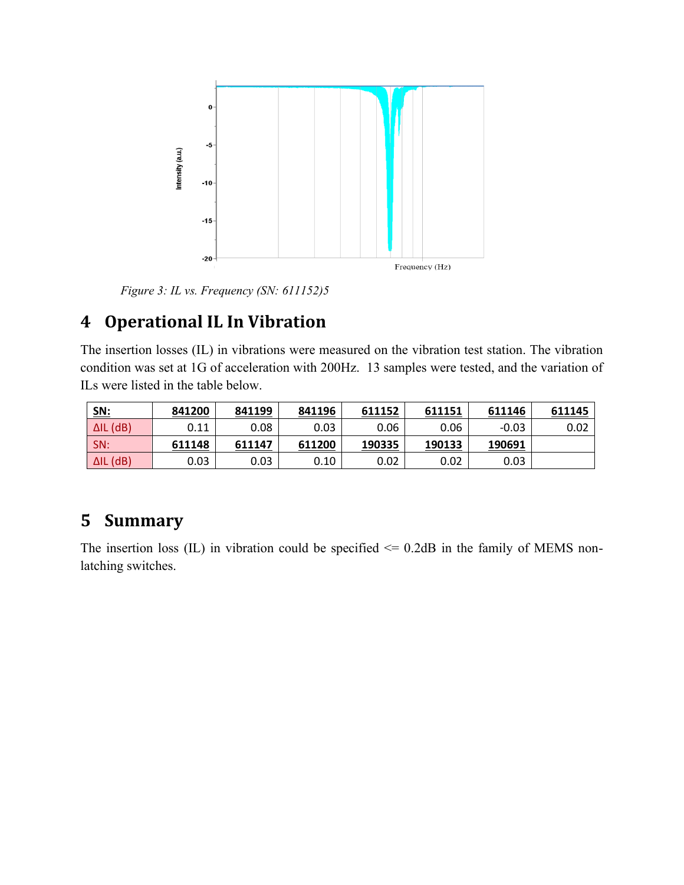0

-5

-10

-15

-20

Intensity (a.u.)

Frequency (Hz)

*Figure 3: IL vs. Frequency (SN: 611152)5*

# 4 Operational IL In Vibration

The insertion losses (IL) in vibrations were measured on the vibration test station. The vibration condition was set at 1G of acceleration with 200Hz. 13 samples were tested, and the variation of ILs were listed in the table below.

| | | | | | | | |
|---|---|---|---|---|---|---|---|
| SN: | 841200 | 841199 | 841196 | 611152 | 611151 | 611146 | 611145 |
| ΔIL (dB) | 0.11 | 0.08 | 0.03 | 0.06 | 0.06 | -0.03 | 0.02 |
| SN: | 611148 | 611147 | 611200 | 190335 | 190133 | 190691 | |
| ΔIL (dB) | 0.03 | 0.03 | 0.10 | 0.02 | 0.02 | 0.03 | |

# 5 Summary

The insertion loss (IL) in vibration could be specified <= 0.2dB in the family of MEMS non-latching switches.